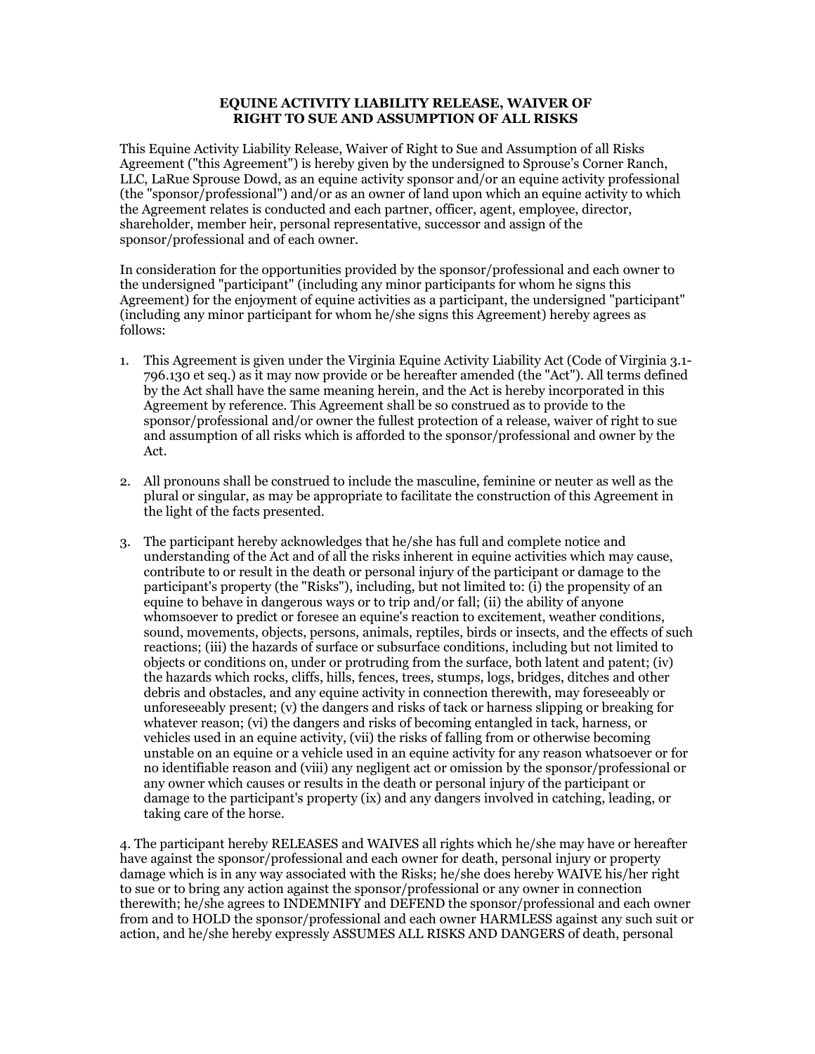**EQUINE ACTIVITY LIABILITY RELEASE, WAIVER OF RIGHT TO SUE AND ASSUMPTION OF ALL RISKS**

This Equine Activity Liability Release, Waiver of Right to Sue and Assumption of all Risks Agreement ("this Agreement") is hereby given by the undersigned to Sprouse's Corner Ranch, LLC, LaRue Sprouse Dowd, as an equine activity sponsor and/or an equine activity professional (the "sponsor/professional") and/or as an owner of land upon which an equine activity to which the Agreement relates is conducted and each partner, officer, agent, employee, director, shareholder, member heir, personal representative, successor and assign of the sponsor/professional and of each owner.

In consideration for the opportunities provided by the sponsor/professional and each owner to the undersigned "participant" (including any minor participants for whom he signs this Agreement) for the enjoyment of equine activities as a participant, the undersigned "participant" (including any minor participant for whom he/she signs this Agreement) hereby agrees as follows:

1. This Agreement is given under the Virginia Equine Activity Liability Act (Code of Virginia 3.1-796.130 et seq.) as it may now provide or be hereafter amended (the "Act"). All terms defined by the Act shall have the same meaning herein, and the Act is hereby incorporated in this Agreement by reference. This Agreement shall be so construed as to provide to the sponsor/professional and/or owner the fullest protection of a release, waiver of right to sue and assumption of all risks which is afforded to the sponsor/professional and owner by the Act.

2. All pronouns shall be construed to include the masculine, feminine or neuter as well as the plural or singular, as may be appropriate to facilitate the construction of this Agreement in the light of the facts presented.

3. The participant hereby acknowledges that he/she has full and complete notice and understanding of the Act and of all the risks inherent in equine activities which may cause, contribute to or result in the death or personal injury of the participant or damage to the participant's property (the "Risks"), including, but not limited to: (i) the propensity of an equine to behave in dangerous ways or to trip and/or fall; (ii) the ability of anyone whomsoever to predict or foresee an equine's reaction to excitement, weather conditions, sound, movements, objects, persons, animals, reptiles, birds or insects, and the effects of such reactions; (iii) the hazards of surface or subsurface conditions, including but not limited to objects or conditions on, under or protruding from the surface, both latent and patent; (iv) the hazards which rocks, cliffs, hills, fences, trees, stumps, logs, bridges, ditches and other debris and obstacles, and any equine activity in connection therewith, may foreseeably or unforeseeably present; (v) the dangers and risks of tack or harness slipping or breaking for whatever reason; (vi) the dangers and risks of becoming entangled in tack, harness, or vehicles used in an equine activity, (vii) the risks of falling from or otherwise becoming unstable on an equine or a vehicle used in an equine activity for any reason whatsoever or for no identifiable reason and (viii) any negligent act or omission by the sponsor/professional or any owner which causes or results in the death or personal injury of the participant or damage to the participant's property (ix) and any dangers involved in catching, leading, or taking care of the horse.

4. The participant hereby RELEASES and WAIVES all rights which he/she may have or hereafter have against the sponsor/professional and each owner for death, personal injury or property damage which is in any way associated with the Risks; he/she does hereby WAIVE his/her right to sue or to bring any action against the sponsor/professional or any owner in connection therewith; he/she agrees to INDEMNIFY and DEFEND the sponsor/professional and each owner from and to HOLD the sponsor/professional and each owner HARMLESS against any such suit or action, and he/she hereby expressly ASSUMES ALL RISKS AND DANGERS of death, personal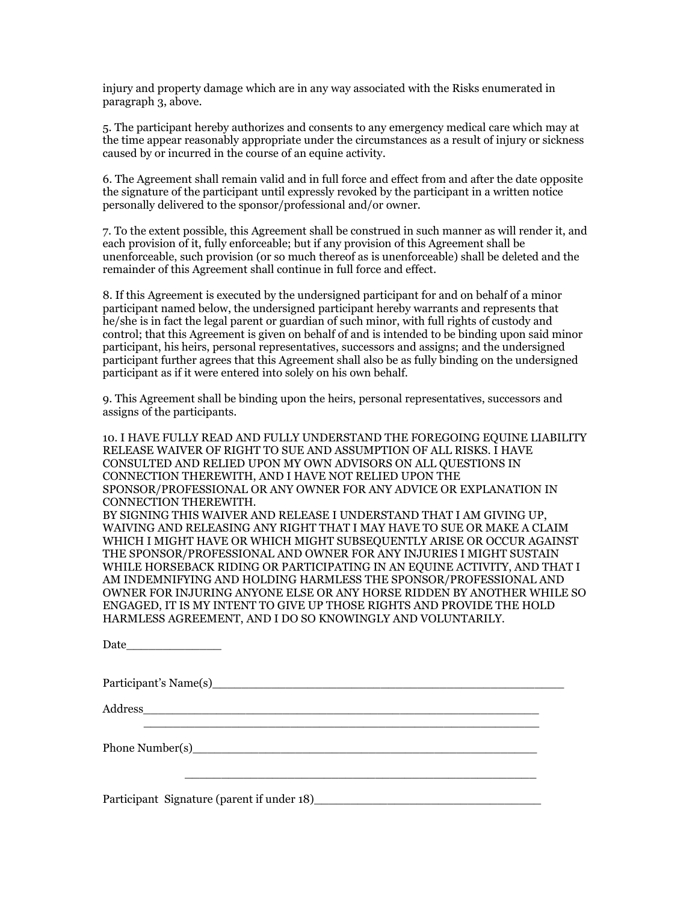injury and property damage which are in any way associated with the Risks enumerated in paragraph 3, above.

5. The participant hereby authorizes and consents to any emergency medical care which may at the time appear reasonably appropriate under the circumstances as a result of injury or sickness caused by or incurred in the course of an equine activity.

6. The Agreement shall remain valid and in full force and effect from and after the date opposite the signature of the participant until expressly revoked by the participant in a written notice personally delivered to the sponsor/professional and/or owner.

7. To the extent possible, this Agreement shall be construed in such manner as will render it, and each provision of it, fully enforceable; but if any provision of this Agreement shall be unenforceable, such provision (or so much thereof as is unenforceable) shall be deleted and the remainder of this Agreement shall continue in full force and effect.

8. If this Agreement is executed by the undersigned participant for and on behalf of a minor participant named below, the undersigned participant hereby warrants and represents that he/she is in fact the legal parent or guardian of such minor, with full rights of custody and control; that this Agreement is given on behalf of and is intended to be binding upon said minor participant, his heirs, personal representatives, successors and assigns; and the undersigned participant further agrees that this Agreement shall also be as fully binding on the undersigned participant as if it were entered into solely on his own behalf.

9. This Agreement shall be binding upon the heirs, personal representatives, successors and assigns of the participants.

10. I HAVE FULLY READ AND FULLY UNDERSTAND THE FOREGOING EQUINE LIABILITY RELEASE WAIVER OF RIGHT TO SUE AND ASSUMPTION OF ALL RISKS. I HAVE CONSULTED AND RELIED UPON MY OWN ADVISORS ON ALL QUESTIONS IN CONNECTION THEREWITH, AND I HAVE NOT RELIED UPON THE SPONSOR/PROFESSIONAL OR ANY OWNER FOR ANY ADVICE OR EXPLANATION IN CONNECTION THEREWITH.
BY SIGNING THIS WAIVER AND RELEASE I UNDERSTAND THAT I AM GIVING UP, WAIVING AND RELEASING ANY RIGHT THAT I MAY HAVE TO SUE OR MAKE A CLAIM WHICH I MIGHT HAVE OR WHICH MIGHT SUBSEQUENTLY ARISE OR OCCUR AGAINST THE SPONSOR/PROFESSIONAL AND OWNER FOR ANY INJURIES I MIGHT SUSTAIN WHILE HORSEBACK RIDING OR PARTICIPATING IN AN EQUINE ACTIVITY, AND THAT I AM INDEMNIFYING AND HOLDING HARMLESS THE SPONSOR/PROFESSIONAL AND OWNER FOR INJURING ANYONE ELSE OR ANY HORSE RIDDEN BY ANOTHER WHILE SO ENGAGED, IT IS MY INTENT TO GIVE UP THOSE RIGHTS AND PROVIDE THE HOLD HARMLESS AGREEMENT, AND I DO SO KNOWINGLY AND VOLUNTARILY.

Date______________

Participant's Name(s)__________________________________________________

Address_________________________________________________________
_________________________________________________________

Phone Number(s)_______________________________________________

_______________________________________________

Participant Signature (parent if under 18)_______________________________